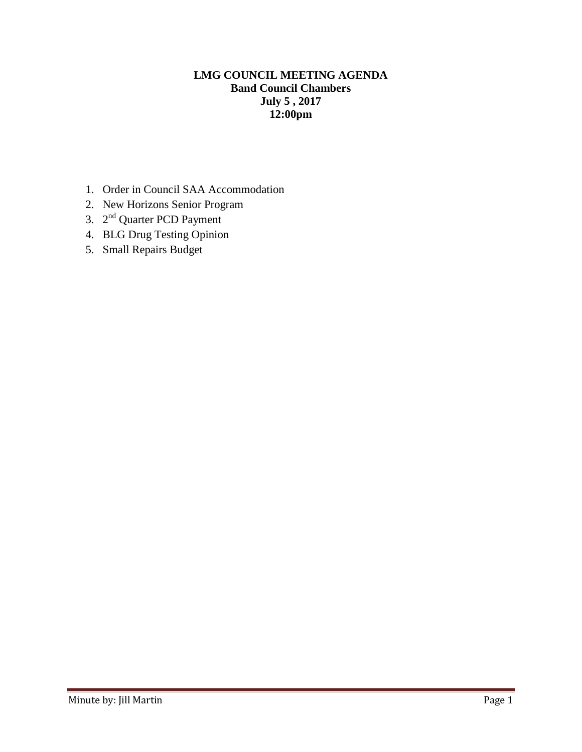**LMG COUNCIL MEETING AGENDA**
**Band Council Chambers**
**July 5 , 2017**
**12:00pm**

1. Order in Council SAA Accommodation
2. New Horizons Senior Program
3. 2nd Quarter PCD Payment
4. BLG Drug Testing Opinion
5. Small Repairs Budget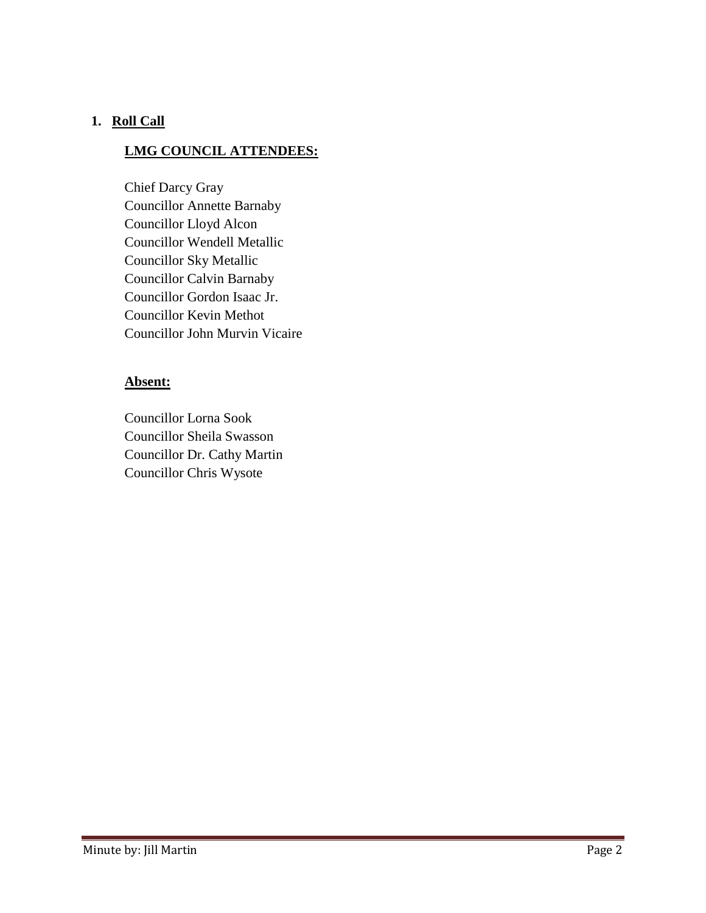## 1. Roll Call

**LMG COUNCIL ATTENDEES:**

Chief Darcy Gray
Councillor Annette Barnaby
Councillor Lloyd Alcon
Councillor Wendell Metallic
Councillor Sky Metallic
Councillor Calvin Barnaby
Councillor Gordon Isaac Jr.
Councillor Kevin Methot
Councillor John Murvin Vicaire

**Absent:**

Councillor Lorna Sook
Councillor Sheila Swasson
Councillor Dr. Cathy Martin
Councillor Chris Wysote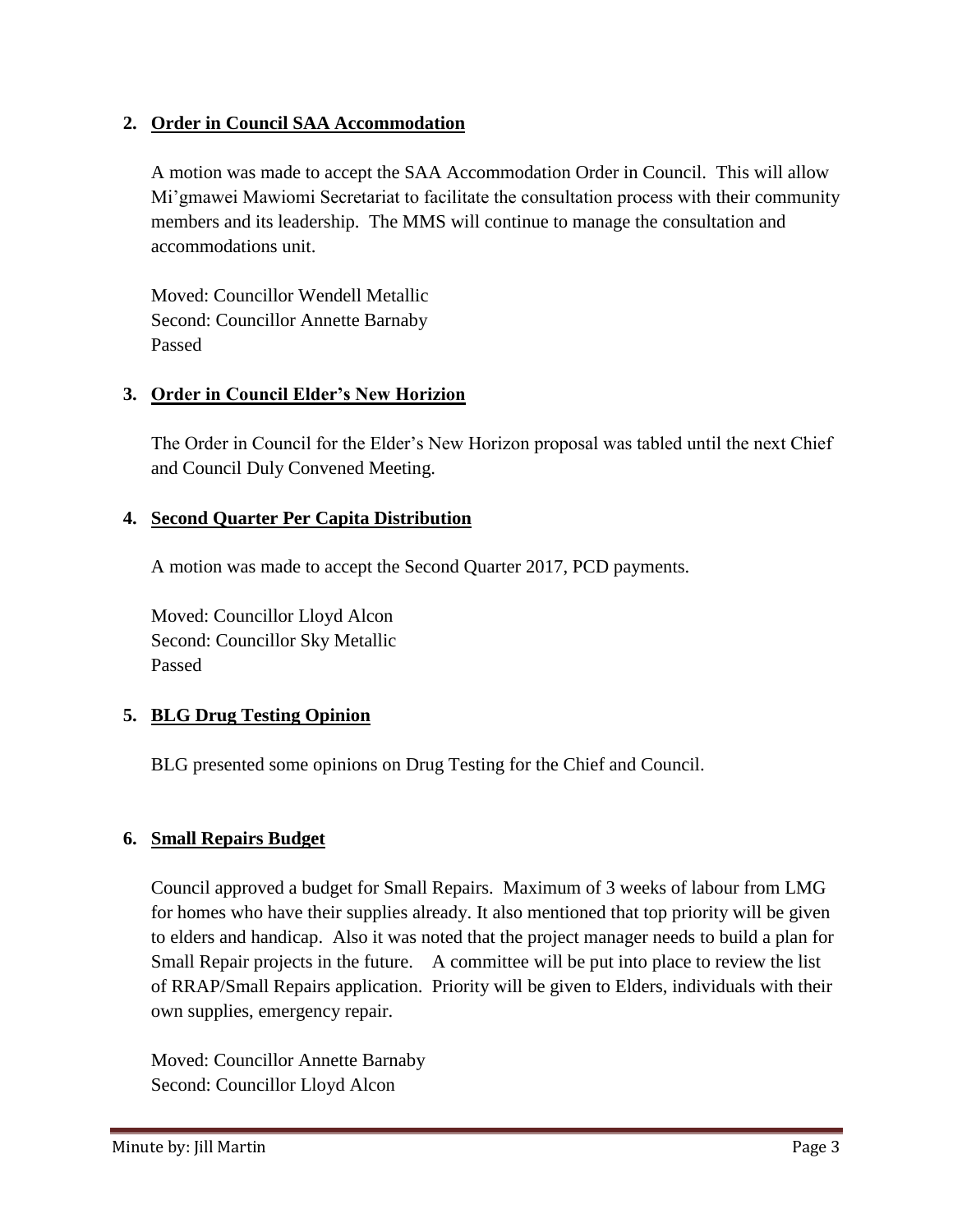2. **Order in Council SAA Accommodation**

   A motion was made to accept the SAA Accommodation Order in Council. This will allow Mi'gmawei Mawiomi Secretariat to facilitate the consultation process with their community members and its leadership. The MMS will continue to manage the consultation and accommodations unit.

   Moved: Councillor Wendell Metallic
   Second: Councillor Annette Barnaby
   Passed

3. **Order in Council Elder's New Horizion**

   The Order in Council for the Elder's New Horizon proposal was tabled until the next Chief and Council Duly Convened Meeting.

4. **Second Quarter Per Capita Distribution**

   A motion was made to accept the Second Quarter 2017, PCD payments.

   Moved: Councillor Lloyd Alcon
   Second: Councillor Sky Metallic
   Passed

5. **BLG Drug Testing Opinion**

   BLG presented some opinions on Drug Testing for the Chief and Council.

6. **Small Repairs Budget**

   Council approved a budget for Small Repairs. Maximum of 3 weeks of labour from LMG for homes who have their supplies already. It also mentioned that top priority will be given to elders and handicap. Also it was noted that the project manager needs to build a plan for Small Repair projects in the future. A committee will be put into place to review the list of RRAP/Small Repairs application. Priority will be given to Elders, individuals with their own supplies, emergency repair.

   Moved: Councillor Annette Barnaby
   Second: Councillor Lloyd Alcon

Minute by: Jill Martin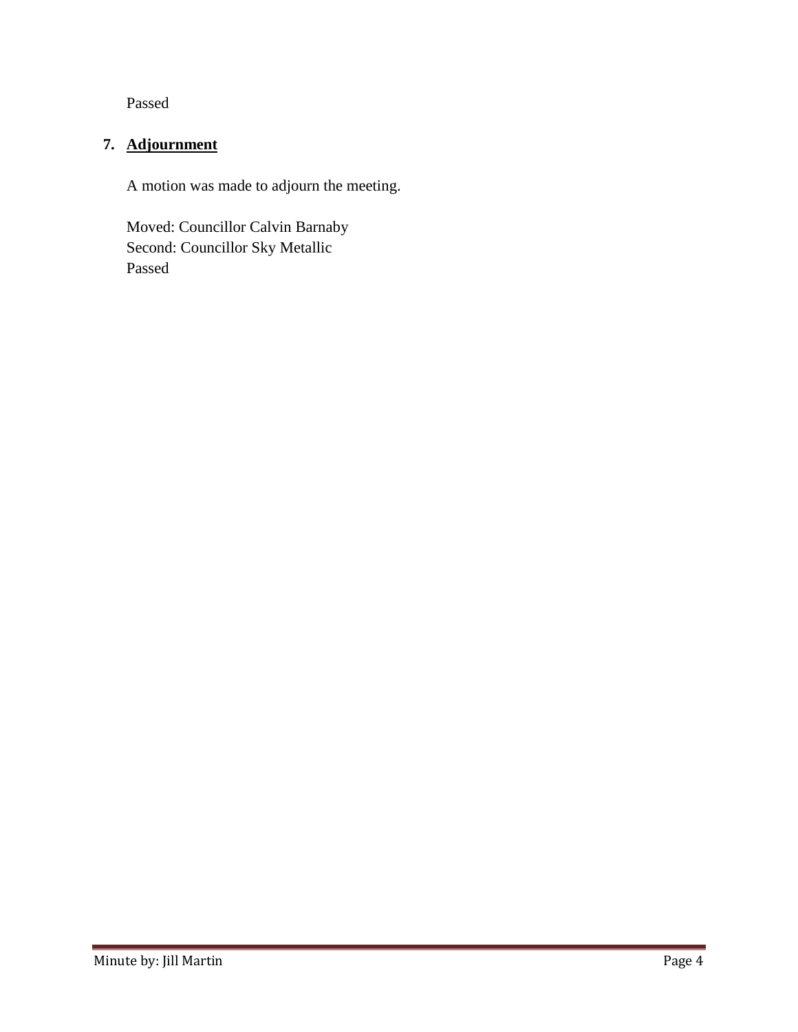Passed

7. **Adjournment**

A motion was made to adjourn the meeting.

Moved: Councillor Calvin Barnaby
Second: Councillor Sky Metallic
Passed

Minute by: Jill Martin